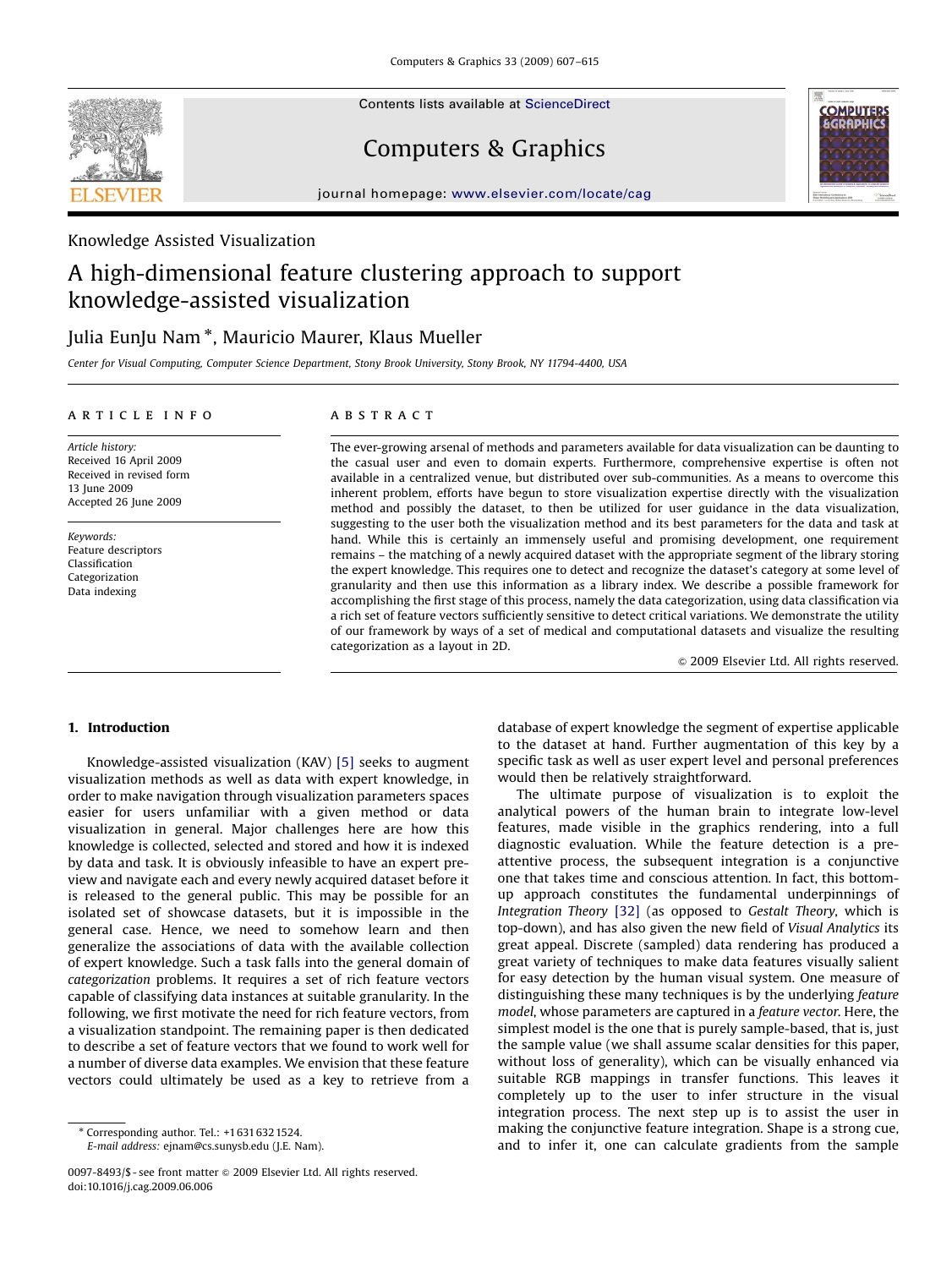Knowledge Assisted Visualization

# A high-dimensional feature clustering approach to support knowledge-assisted visualization

Julia EunJu Nam *, Mauricio Maurer, Klaus Mueller

*Center for Visual Computing, Computer Science Department, Stony Brook University, Stony Brook, NY 11794-4400, USA*

**ARTICLE INFO**

*Article history:*
Received 16 April 2009
Received in revised form 13 June 2009
Accepted 26 June 2009

*Keywords:*
Feature descriptors
Classification
Categorization
Data indexing

**ABSTRACT**

The ever-growing arsenal of methods and parameters available for data visualization can be daunting to the casual user and even to domain experts. Furthermore, comprehensive expertise is often not available in a centralized venue, but distributed over sub-communities. As a means to overcome this inherent problem, efforts have begun to store visualization expertise directly with the visualization method and possibly the dataset, to then be utilized for user guidance in the data visualization, suggesting to the user both the visualization method and its best parameters for the data and task at hand. While this is certainly an immensely useful and promising development, one requirement remains – the matching of a newly acquired dataset with the appropriate segment of the library storing the expert knowledge. This requires one to detect and recognize the dataset's category at some level of granularity and then use this information as a library index. We describe a possible framework for accomplishing the first stage of this process, namely the data categorization, using data classification via a rich set of feature vectors sufficiently sensitive to detect critical variations. We demonstrate the utility of our framework by ways of a set of medical and computational datasets and visualize the resulting categorization as a layout in 2D.

© 2009 Elsevier Ltd. All rights reserved.

## 1. Introduction

Knowledge-assisted visualization (KAV) [5] seeks to augment visualization methods as well as data with expert knowledge, in order to make navigation through visualization parameters spaces easier for users unfamiliar with a given method or data visualization in general. Major challenges here are how this knowledge is collected, selected and stored and how it is indexed by data and task. It is obviously infeasible to have an expert preview and navigate each and every newly acquired dataset before it is released to the general public. This may be possible for an isolated set of showcase datasets, but it is impossible in the general case. Hence, we need to somehow learn and then generalize the associations of data with the available collection of expert knowledge. Such a task falls into the general domain of *categorization* problems. It requires a set of rich feature vectors capable of classifying data instances at suitable granularity. In the following, we first motivate the need for rich feature vectors, from a visualization standpoint. The remaining paper is then dedicated to describe a set of feature vectors that we found to work well for a number of diverse data examples. We envision that these feature vectors could ultimately be used as a key to retrieve from a database of expert knowledge the segment of expertise applicable to the dataset at hand. Further augmentation of this key by a specific task as well as user expert level and personal preferences would then be relatively straightforward.

The ultimate purpose of visualization is to exploit the analytical powers of the human brain to integrate low-level features, made visible in the graphics rendering, into a full diagnostic evaluation. While the feature detection is a pre-attentive process, the subsequent integration is a conjunctive one that takes time and conscious attention. In fact, this bottom-up approach constitutes the fundamental underpinnings of *Integration Theory* [32] (as opposed to *Gestalt Theory*, which is top-down), and has also given the new field of *Visual Analytics* its great appeal. Discrete (sampled) data rendering has produced a great variety of techniques to make data features visually salient for easy detection by the human visual system. One measure of distinguishing these many techniques is by the underlying *feature model*, whose parameters are captured in a *feature vector*. Here, the simplest model is the one that is purely sample-based, that is, just the sample value (we shall assume scalar densities for this paper, without loss of generality), which can be visually enhanced via suitable RGB mappings in transfer functions. This leaves it completely up to the user to infer structure in the visual integration process. The next step up is to assist the user in making the conjunctive feature integration. Shape is a strong cue, and to infer it, one can calculate gradients from the sample

* Corresponding author. Tel.: +1 631 632 1524.
*E-mail address:* ejnam@cs.sunysb.edu (J.E. Nam).

0097-8493/$ - see front matter © 2009 Elsevier Ltd. All rights reserved.
doi:10.1016/j.cag.2009.06.006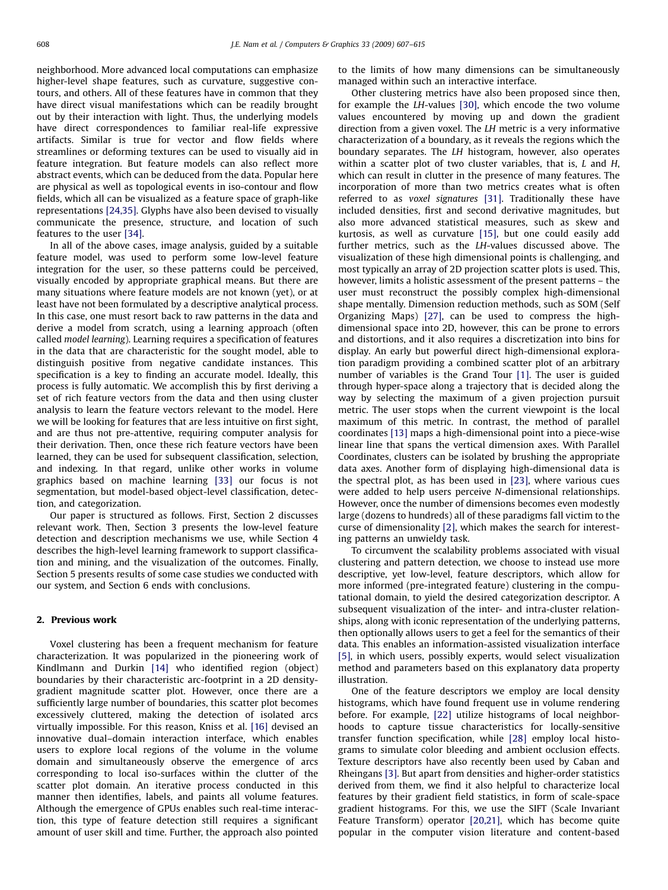neighborhood. More advanced local computations can emphasize higher-level shape features, such as curvature, suggestive contours, and others. All of these features have in common that they have direct visual manifestations which can be readily brought out by their interaction with light. Thus, the underlying models have direct correspondences to familiar real-life expressive artifacts. Similar is true for vector and flow fields where streamlines or deforming textures can be used to visually aid in feature integration. But feature models can also reflect more abstract events, which can be deduced from the data. Popular here are physical as well as topological events in iso-contour and flow fields, which all can be visualized as a feature space of graph-like representations [24,35]. Glyphs have also been devised to visually communicate the presence, structure, and location of such features to the user [34].

In all of the above cases, image analysis, guided by a suitable feature model, was used to perform some low-level feature integration for the user, so these patterns could be perceived, visually encoded by appropriate graphical means. But there are many situations where feature models are not known (yet), or at least have not been formulated by a descriptive analytical process. In this case, one must resort back to raw patterns in the data and derive a model from scratch, using a learning approach (often called *model learning*). Learning requires a specification of features in the data that are characteristic for the sought model, able to distinguish positive from negative candidate instances. This specification is a key to finding an accurate model. Ideally, this process is fully automatic. We accomplish this by first deriving a set of rich feature vectors from the data and then using cluster analysis to learn the feature vectors relevant to the model. Here we will be looking for features that are less intuitive on first sight, and are thus not pre-attentive, requiring computer analysis for their derivation. Then, once these rich feature vectors have been learned, they can be used for subsequent classification, selection, and indexing. In that regard, unlike other works in volume graphics based on machine learning [33] our focus is not segmentation, but model-based object-level classification, detection, and categorization.

Our paper is structured as follows. First, Section 2 discusses relevant work. Then, Section 3 presents the low-level feature detection and description mechanisms we use, while Section 4 describes the high-level learning framework to support classification and mining, and the visualization of the outcomes. Finally, Section 5 presents results of some case studies we conducted with our system, and Section 6 ends with conclusions.

## 2. Previous work

Voxel clustering has been a frequent mechanism for feature characterization. It was popularized in the pioneering work of Kindlmann and Durkin [14] who identified region (object) boundaries by their characteristic arc-footprint in a 2D density-gradient magnitude scatter plot. However, once there are a sufficiently large number of boundaries, this scatter plot becomes excessively cluttered, making the detection of isolated arcs virtually impossible. For this reason, Kniss et al. [16] devised an innovative dual–domain interaction interface, which enables users to explore local regions of the volume in the volume domain and simultaneously observe the emergence of arcs corresponding to local iso-surfaces within the clutter of the scatter plot domain. An iterative process conducted in this manner then identifies, labels, and paints all volume features. Although the emergence of GPUs enables such real-time interaction, this type of feature detection still requires a significant amount of user skill and time. Further, the approach also pointed to the limits of how many dimensions can be simultaneously managed within such an interactive interface.

Other clustering metrics have also been proposed since then, for example the *LH*-values [30], which encode the two volume values encountered by moving up and down the gradient direction from a given voxel. The *LH* metric is a very informative characterization of a boundary, as it reveals the regions which the boundary separates. The *LH* histogram, however, also operates within a scatter plot of two cluster variables, that is, *L* and *H*, which can result in clutter in the presence of many features. The incorporation of more than two metrics creates what is often referred to as *voxel signatures* [31]. Traditionally these have included densities, first and second derivative magnitudes, but also more advanced statistical measures, such as skew and kurtosis, as well as curvature [15], but one could easily add further metrics, such as the *LH*-values discussed above. The visualization of these high dimensional points is challenging, and most typically an array of 2D projection scatter plots is used. This, however, limits a holistic assessment of the present patterns – the user must reconstruct the possibly complex high-dimensional shape mentally. Dimension reduction methods, such as SOM (Self Organizing Maps) [27], can be used to compress the high-dimensional space into 2D, however, this can be prone to errors and distortions, and it also requires a discretization into bins for display. An early but powerful direct high-dimensional exploration paradigm providing a combined scatter plot of an arbitrary number of variables is the Grand Tour [1]. The user is guided through hyper-space along a trajectory that is decided along the way by selecting the maximum of a given projection pursuit metric. The user stops when the current viewpoint is the local maximum of this metric. In contrast, the method of parallel coordinates [13] maps a high-dimensional point into a piece-wise linear line that spans the vertical dimension axes. With Parallel Coordinates, clusters can be isolated by brushing the appropriate data axes. Another form of displaying high-dimensional data is the spectral plot, as has been used in [23], where various cues were added to help users perceive *N*-dimensional relationships. However, once the number of dimensions becomes even modestly large (dozens to hundreds) all of these paradigms fall victim to the curse of dimensionality [2], which makes the search for interesting patterns an unwieldy task.

To circumvent the scalability problems associated with visual clustering and pattern detection, we choose to instead use more descriptive, yet low-level, feature descriptors, which allow for more informed (pre-integrated feature) clustering in the computational domain, to yield the desired categorization descriptor. A subsequent visualization of the inter- and intra-cluster relationships, along with iconic representation of the underlying patterns, then optionally allows users to get a feel for the semantics of their data. This enables an information-assisted visualization interface [5], in which users, possibly experts, would select visualization method and parameters based on this explanatory data property illustration.

One of the feature descriptors we employ are local density histograms, which have found frequent use in volume rendering before. For example, [22] utilize histograms of local neighborhoods to capture tissue characteristics for locally-sensitive transfer function specification, while [28] employ local histograms to simulate color bleeding and ambient occlusion effects. Texture descriptors have also recently been used by Caban and Rheingans [3]. But apart from densities and higher-order statistics derived from them, we find it also helpful to characterize local features by their gradient field statistics, in form of scale-space gradient histograms. For this, we use the SIFT (Scale Invariant Feature Transform) operator [20,21], which has become quite popular in the computer vision literature and content-based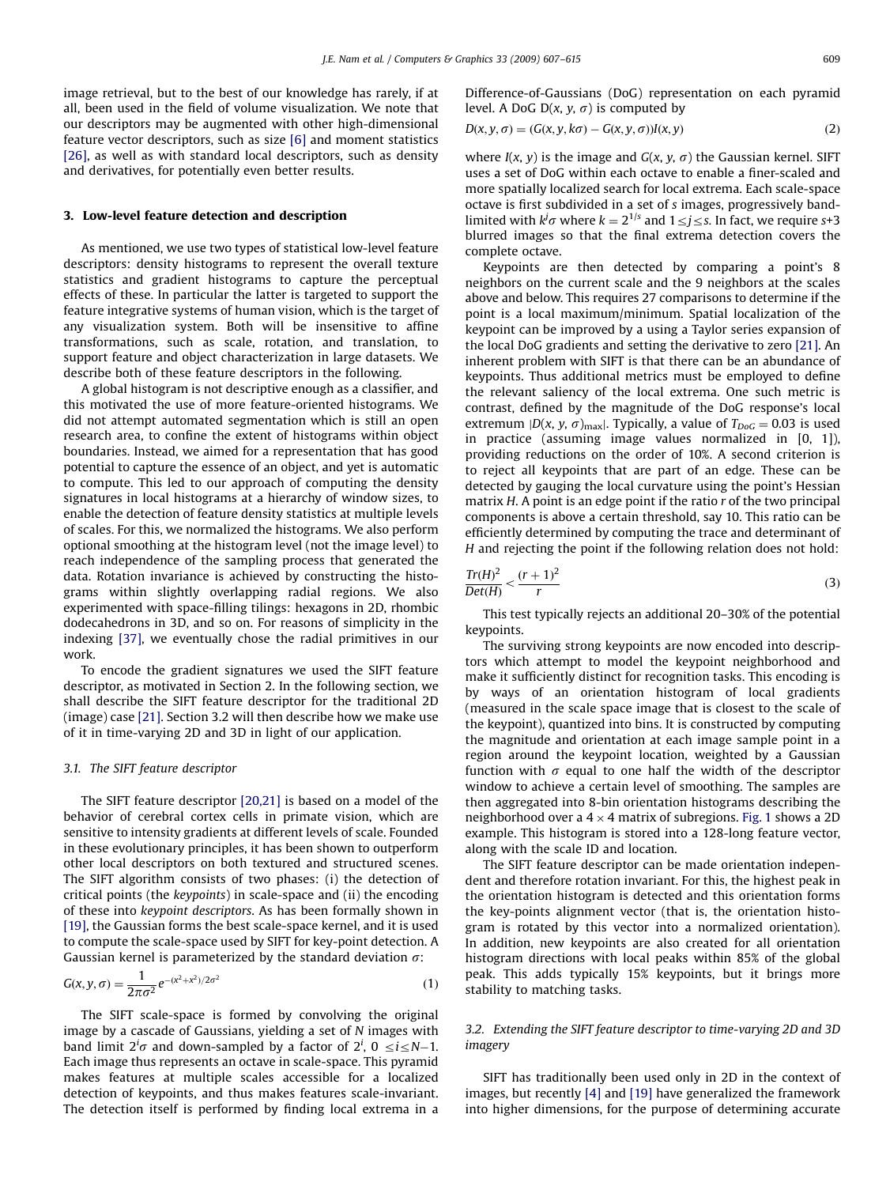image retrieval, but to the best of our knowledge has rarely, if at all, been used in the field of volume visualization. We note that our descriptors may be augmented with other high-dimensional feature vector descriptors, such as size [6] and moment statistics [26], as well as with standard local descriptors, such as density and derivatives, for potentially even better results.

## 3. Low-level feature detection and description

As mentioned, we use two types of statistical low-level feature descriptors: density histograms to represent the overall texture statistics and gradient histograms to capture the perceptual effects of these. In particular the latter is targeted to support the feature integrative systems of human vision, which is the target of any visualization system. Both will be insensitive to affine transformations, such as scale, rotation, and translation, to support feature and object characterization in large datasets. We describe both of these feature descriptors in the following.

A global histogram is not descriptive enough as a classifier, and this motivated the use of more feature-oriented histograms. We did not attempt automated segmentation which is still an open research area, to confine the extent of histograms within object boundaries. Instead, we aimed for a representation that has good potential to capture the essence of an object, and yet is automatic to compute. This led to our approach of computing the density signatures in local histograms at a hierarchy of window sizes, to enable the detection of feature density statistics at multiple levels of scales. For this, we normalized the histograms. We also perform optional smoothing at the histogram level (not the image level) to reach independence of the sampling process that generated the data. Rotation invariance is achieved by constructing the histograms within slightly overlapping radial regions. We also experimented with space-filling tilings: hexagons in 2D, rhombic dodecahedrons in 3D, and so on. For reasons of simplicity in the indexing [37], we eventually chose the radial primitives in our work.

To encode the gradient signatures we used the SIFT feature descriptor, as motivated in Section 2. In the following section, we shall describe the SIFT feature descriptor for the traditional 2D (image) case [21]. Section 3.2 will then describe how we make use of it in time-varying 2D and 3D in light of our application.

### 3.1. The SIFT feature descriptor

The SIFT feature descriptor [20,21] is based on a model of the behavior of cerebral cortex cells in primate vision, which are sensitive to intensity gradients at different levels of scale. Founded in these evolutionary principles, it has been shown to outperform other local descriptors on both textured and structured scenes. The SIFT algorithm consists of two phases: (i) the detection of critical points (the *keypoints*) in scale-space and (ii) the encoding of these into *keypoint descriptors*. As has been formally shown in [19], the Gaussian forms the best scale-space kernel, and it is used to compute the scale-space used by SIFT for key-point detection. A Gaussian kernel is parameterized by the standard deviation $\sigma$:

$$G(x,y,\sigma) = \frac{1}{2\pi\sigma^2} e^{-(x^2+x^2)/2\sigma^2} \tag{1}$$

The SIFT scale-space is formed by convolving the original image by a cascade of Gaussians, yielding a set of $N$ images with band limit $2^i\sigma$ and down-sampled by a factor of $2^i$, $0 \leq i \leq N-1$. Each image thus represents an octave in scale-space. This pyramid makes features at multiple scales accessible for a localized detection of keypoints, and thus makes features scale-invariant. The detection itself is performed by finding local extrema in a Difference-of-Gaussians (DoG) representation on each pyramid level. A DoG $D(x, y, \sigma)$ is computed by

$$D(x,y,\sigma) = (G(x,y,k\sigma) - G(x,y,\sigma))I(x,y) \tag{2}$$

where $I(x, y)$ is the image and $G(x, y, \sigma)$ the Gaussian kernel. SIFT uses a set of DoG within each octave to enable a finer-scaled and more spatially localized search for local extrema. Each scale-space octave is first subdivided in a set of $s$ images, progressively band-limited with $k^j\sigma$ where $k = 2^{1/s}$ and $1 \leq j \leq s$. In fact, we require $s$+3 blurred images so that the final extrema detection covers the complete octave.

Keypoints are then detected by comparing a point's 8 neighbors on the current scale and the 9 neighbors at the scales above and below. This requires 27 comparisons to determine if the point is a local maximum/minimum. Spatial localization of the keypoint can be improved by a using a Taylor series expansion of the local DoG gradients and setting the derivative to zero [21]. An inherent problem with SIFT is that there can be an abundance of keypoints. Thus additional metrics must be employed to define the relevant saliency of the local extrema. One such metric is contrast, defined by the magnitude of the DoG response's local extremum $|D(x, y, \sigma)_{\max}|$. Typically, a value of $T_{DoG} = 0.03$ is used in practice (assuming image values normalized in [0, 1]), providing reductions on the order of 10%. A second criterion is to reject all keypoints that are part of an edge. These can be detected by gauging the local curvature using the point's Hessian matrix $H$. A point is an edge point if the ratio $r$ of the two principal components is above a certain threshold, say 10. This ratio can be efficiently determined by computing the trace and determinant of $H$ and rejecting the point if the following relation does not hold:

$$\frac{Tr(H)^2}{Det(H)} < \frac{(r+1)^2}{r} \tag{3}$$

This test typically rejects an additional 20–30% of the potential keypoints.

The surviving strong keypoints are now encoded into descriptors which attempt to model the keypoint neighborhood and make it sufficiently distinct for recognition tasks. This encoding is by ways of an orientation histogram of local gradients (measured in the scale space image that is closest to the scale of the keypoint), quantized into bins. It is constructed by computing the magnitude and orientation at each image sample point in a region around the keypoint location, weighted by a Gaussian function with $\sigma$ equal to one half the width of the descriptor window to achieve a certain level of smoothing. The samples are then aggregated into 8-bin orientation histograms describing the neighborhood over a $4 \times 4$ matrix of subregions. Fig. 1 shows a 2D example. This histogram is stored into a 128-long feature vector, along with the scale ID and location.

The SIFT feature descriptor can be made orientation independent and therefore rotation invariant. For this, the highest peak in the orientation histogram is detected and this orientation forms the key-points alignment vector (that is, the orientation histogram is rotated by this vector into a normalized orientation). In addition, new keypoints are also created for all orientation histogram directions with local peaks within 85% of the global peak. This adds typically 15% keypoints, but it brings more stability to matching tasks.

### 3.2. Extending the SIFT feature descriptor to time-varying 2D and 3D imagery

SIFT has traditionally been used only in 2D in the context of images, but recently [4] and [19] have generalized the framework into higher dimensions, for the purpose of determining accurate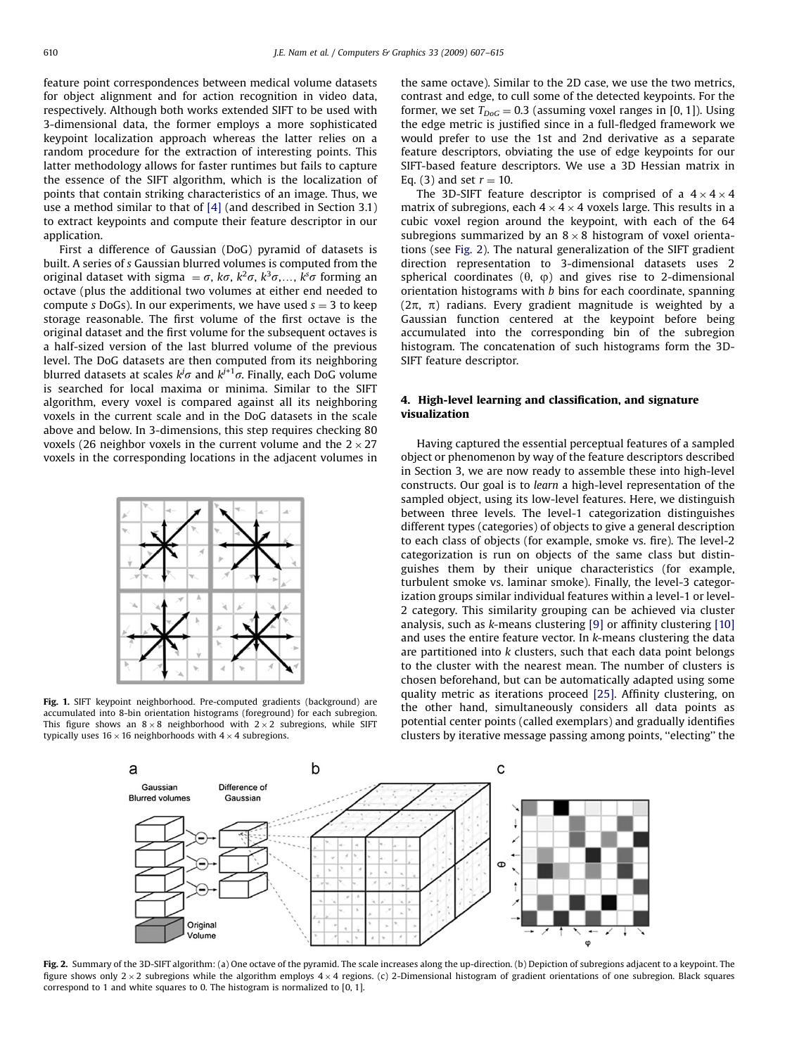feature point correspondences between medical volume datasets for object alignment and for action recognition in video data, respectively. Although both works extended SIFT to be used with 3-dimensional data, the former employs a more sophisticated keypoint localization approach whereas the latter relies on a random procedure for the extraction of interesting points. This latter methodology allows for faster runtimes but fails to capture the essence of the SIFT algorithm, which is the localization of points that contain striking characteristics of an image. Thus, we use a method similar to that of [4] (and described in Section 3.1) to extract keypoints and compute their feature descriptor in our application.

First a difference of Gaussian (DoG) pyramid of datasets is built. A series of $s$ Gaussian blurred volumes is computed from the original dataset with sigma $= \sigma, k\sigma, k^2\sigma, k^3\sigma, \ldots, k^s\sigma$ forming an octave (plus the additional two volumes at either end needed to compute $s$ DoGs). In our experiments, we have used $s = 3$ to keep storage reasonable. The first volume of the first octave is the original dataset and the first volume for the subsequent octaves is a half-sized version of the last blurred volume of the previous level. The DoG datasets are then computed from its neighboring blurred datasets at scales $k^j\sigma$ and $k^{j+1}\sigma$. Finally, each DoG volume is searched for local maxima or minima. Similar to the SIFT algorithm, every voxel is compared against all its neighboring voxels in the current scale and in the DoG datasets in the scale above and below. In 3-dimensions, this step requires checking 80 voxels (26 neighbor voxels in the current volume and the $2 \times 27$ voxels in the corresponding locations in the adjacent volumes in the same octave). Similar to the 2D case, we use the two metrics, contrast and edge, to cull some of the detected keypoints. For the former, we set $T_{DoG} = 0.3$ (assuming voxel ranges in [0, 1]). Using the edge metric is justified since in a full-fledged framework we would prefer to use the 1st and 2nd derivative as a separate feature descriptors, obviating the use of edge keypoints for our SIFT-based feature descriptors. We use a 3D Hessian matrix in Eq. (3) and set $r = 10$.

Fig. 1. SIFT keypoint neighborhood. Pre-computed gradients (background) are accumulated into 8-bin orientation histograms (foreground) for each subregion. This figure shows an $8 \times 8$ neighborhood with $2 \times 2$ subregions, while SIFT typically uses $16 \times 16$ neighborhoods with $4 \times 4$ subregions.

The 3D-SIFT feature descriptor is comprised of a $4 \times 4 \times 4$ matrix of subregions, each $4 \times 4 \times 4$ voxels large. This results in a cubic voxel region around the keypoint, with each of the 64 subregions summarized by an $8 \times 8$ histogram of voxel orientations (see Fig. 2). The natural generalization of the SIFT gradient direction representation to 3-dimensional datasets uses 2 spherical coordinates ($\theta$, $\varphi$) and gives rise to 2-dimensional orientation histograms with $b$ bins for each coordinate, spanning ($2\pi$, $\pi$) radians. Every gradient magnitude is weighted by a Gaussian function centered at the keypoint before being accumulated into the corresponding bin of the subregion histogram. The concatenation of such histograms form the 3D-SIFT feature descriptor.

## 4. High-level learning and classification, and signature visualization

Having captured the essential perceptual features of a sampled object or phenomenon by way of the feature descriptors described in Section 3, we are now ready to assemble these into high-level constructs. Our goal is to *learn* a high-level representation of the sampled object, using its low-level features. Here, we distinguish between three levels. The level-1 categorization distinguishes different types (categories) of objects to give a general description to each class of objects (for example, smoke vs. fire). The level-2 categorization is run on objects of the same class but distinguishes them by their unique characteristics (for example, turbulent smoke vs. laminar smoke). Finally, the level-3 categorization groups similar individual features within a level-1 or level-2 category. This similarity grouping can be achieved via cluster analysis, such as $k$-means clustering [9] or affinity clustering [10] and uses the entire feature vector. In $k$-means clustering the data are partitioned into $k$ clusters, such that each data point belongs to the cluster with the nearest mean. The number of clusters is chosen beforehand, but can be automatically adapted using some quality metric as iterations proceed [25]. Affinity clustering, on the other hand, simultaneously considers all data points as potential center points (called exemplars) and gradually identifies clusters by iterative message passing among points, "electing" the

Fig. 2. Summary of the 3D-SIFT algorithm: (a) One octave of the pyramid. The scale increases along the up-direction. (b) Depiction of subregions adjacent to a keypoint. The figure shows only $2 \times 2$ subregions while the algorithm employs $4 \times 4$ regions. (c) 2-Dimensional histogram of gradient orientations of one subregion. Black squares correspond to 1 and white squares to 0. The histogram is normalized to [0, 1].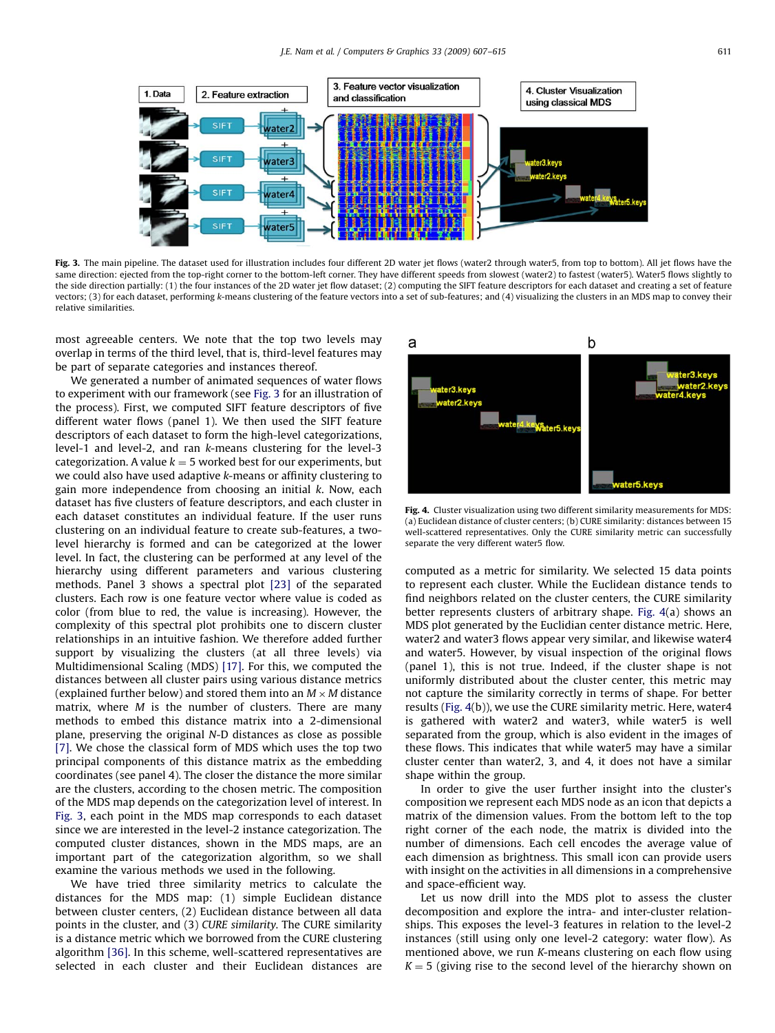**Fig. 3.** The main pipeline. The dataset used for illustration includes four different 2D water jet flows (water2 through water5, from top to bottom). All jet flows have the same direction: ejected from the top-right corner to the bottom-left corner. They have different speeds from slowest (water2) to fastest (water5). Water5 flows slightly to the side direction partially: (1) the four instances of the 2D water jet flow dataset; (2) computing the SIFT feature descriptors for each dataset and creating a set of feature vectors; (3) for each dataset, performing *k*-means clustering of the feature vectors into a set of sub-features; and (4) visualizing the clusters in an MDS map to convey their relative similarities.

most agreeable centers. We note that the top two levels may overlap in terms of the third level, that is, third-level features may be part of separate categories and instances thereof.

We generated a number of animated sequences of water flows to experiment with our framework (see Fig. 3 for an illustration of the process). First, we computed SIFT feature descriptors of five different water flows (panel 1). We then used the SIFT feature descriptors of each dataset to form the high-level categorizations, level-1 and level-2, and ran *k*-means clustering for the level-3 categorization. A value $k = 5$ worked best for our experiments, but we could also have used adaptive *k*-means or affinity clustering to gain more independence from choosing an initial *k*. Now, each dataset has five clusters of feature descriptors, and each cluster in each dataset constitutes an individual feature. If the user runs clustering on an individual feature to create sub-features, a two-level hierarchy is formed and can be categorized at the lower level. In fact, the clustering can be performed at any level of the hierarchy using different parameters and various clustering methods. Panel 3 shows a spectral plot [23] of the separated clusters. Each row is one feature vector where value is coded as color (from blue to red, the value is increasing). However, the complexity of this spectral plot prohibits one to discern cluster relationships in an intuitive fashion. We therefore added further support by visualizing the clusters (at all three levels) via Multidimensional Scaling (MDS) [17]. For this, we computed the distances between all cluster pairs using various distance metrics (explained further below) and stored them into an $M \times M$ distance matrix, where $M$ is the number of clusters. There are many methods to embed this distance matrix into a 2-dimensional plane, preserving the original *N*-D distances as close as possible [7]. We chose the classical form of MDS which uses the top two principal components of this distance matrix as the embedding coordinates (see panel 4). The closer the distance the more similar are the clusters, according to the chosen metric. The composition of the MDS map depends on the categorization level of interest. In Fig. 3, each point in the MDS map corresponds to each dataset since we are interested in the level-2 instance categorization. The computed cluster distances, shown in the MDS maps, are an important part of the categorization algorithm, so we shall examine the various methods we used in the following.

We have tried three similarity metrics to calculate the distances for the MDS map: (1) simple Euclidean distance between cluster centers, (2) Euclidean distance between all data points in the cluster, and (3) *CURE similarity*. The CURE similarity is a distance metric which we borrowed from the CURE clustering algorithm [36]. In this scheme, well-scattered representatives are selected in each cluster and their Euclidean distances are computed as a metric for similarity. We selected 15 data points to represent each cluster. While the Euclidean distance tends to find neighbors related on the cluster centers, the CURE similarity better represents clusters of arbitrary shape. Fig. 4(a) shows an MDS plot generated by the Euclidian center distance metric. Here, water2 and water3 flows appear very similar, and likewise water4 and water5. However, by visual inspection of the original flows (panel 1), this is not true. Indeed, if the cluster shape is not uniformly distributed about the cluster center, this metric may not capture the similarity correctly in terms of shape. For better results (Fig. 4(b)), we use the CURE similarity metric. Here, water4 is gathered with water2 and water3, while water5 is well separated from the group, which is also evident in the images of these flows. This indicates that while water5 may have a similar cluster center than water2, 3, and 4, it does not have a similar shape within the group.

**Fig. 4.** Cluster visualization using two different similarity measurements for MDS: (a) Euclidean distance of cluster centers; (b) CURE similarity: distances between 15 well-scattered representatives. Only the CURE similarity metric can successfully separate the very different water5 flow.

In order to give the user further insight into the cluster's composition we represent each MDS node as an icon that depicts a matrix of the dimension values. From the bottom left to the top right corner of the each node, the matrix is divided into the number of dimensions. Each cell encodes the average value of each dimension as brightness. This small icon can provide users with insight on the activities in all dimensions in a comprehensive and space-efficient way.

Let us now drill into the MDS plot to assess the cluster decomposition and explore the intra- and inter-cluster relationships. This exposes the level-3 features in relation to the level-2 instances (still using only one level-2 category: water flow). As mentioned above, we run *K*-means clustering on each flow using $K = 5$ (giving rise to the second level of the hierarchy shown on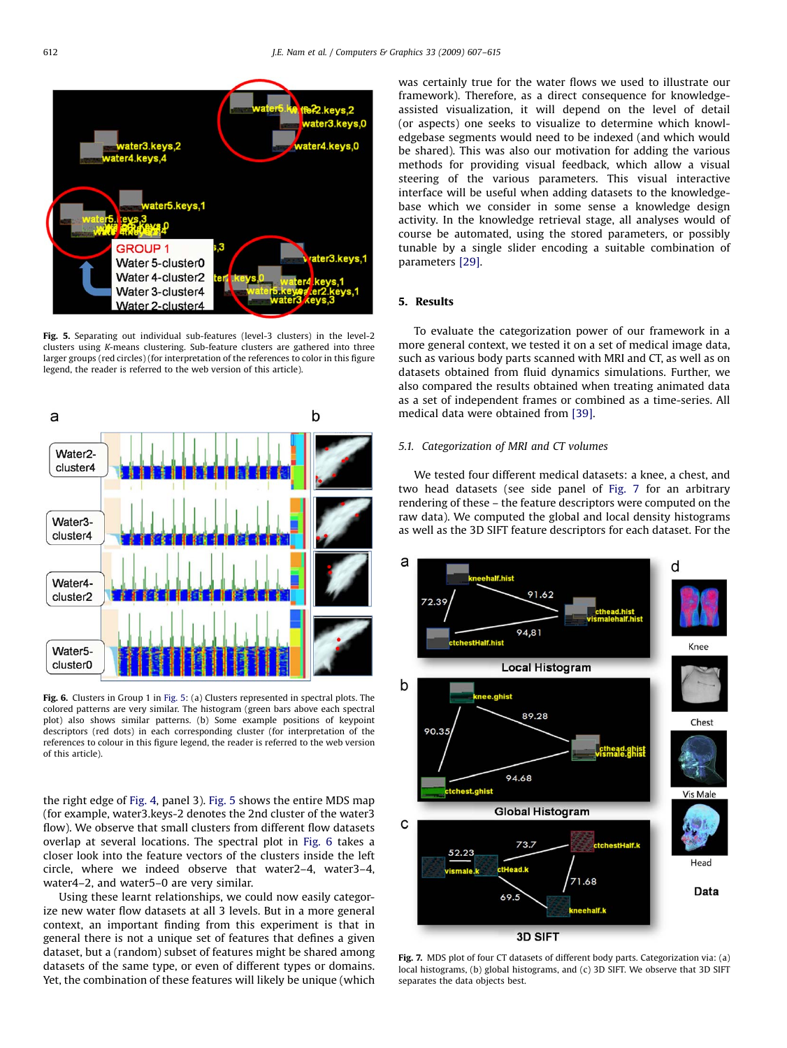Fig. 5. Separating out individual sub-features (level-3 clusters) in the level-2 clusters using K-means clustering. Sub-feature clusters are gathered into three larger groups (red circles) (for interpretation of the references to color in this figure legend, the reader is referred to the web version of this article).

Fig. 6. Clusters in Group 1 in Fig. 5: (a) Clusters represented in spectral plots. The colored patterns are very similar. The histogram (green bars above each spectral plot) also shows similar patterns. (b) Some example positions of keypoint descriptors (red dots) in each corresponding cluster (for interpretation of the references to colour in this figure legend, the reader is referred to the web version of this article).

the right edge of Fig. 4, panel 3). Fig. 5 shows the entire MDS map (for example, water3.keys-2 denotes the 2nd cluster of the water3 flow). We observe that small clusters from different flow datasets overlap at several locations. The spectral plot in Fig. 6 takes a closer look into the feature vectors of the clusters inside the left circle, where we indeed observe that water2–4, water3–4, water4–2, and water5–0 are very similar.

Using these learnt relationships, we could now easily categorize new water flow datasets at all 3 levels. But in a more general context, an important finding from this experiment is that in general there is not a unique set of features that defines a given dataset, but a (random) subset of features might be shared among datasets of the same type, or even of different types or domains. Yet, the combination of these features will likely be unique (which was certainly true for the water flows we used to illustrate our framework). Therefore, as a direct consequence for knowledge-assisted visualization, it will depend on the level of detail (or aspects) one seeks to visualize to determine which knowledgebase segments would need to be indexed (and which would be shared). This was also our motivation for adding the various methods for providing visual feedback, which allow a visual steering of the various parameters. This visual interactive interface will be useful when adding datasets to the knowledge-base which we consider in some sense a knowledge design activity. In the knowledge retrieval stage, all analyses would of course be automated, using the stored parameters, or possibly tunable by a single slider encoding a suitable combination of parameters [29].

## 5. Results

To evaluate the categorization power of our framework in a more general context, we tested it on a set of medical image data, such as various body parts scanned with MRI and CT, as well as on datasets obtained from fluid dynamics simulations. Further, we also compared the results obtained when treating animated data as a set of independent frames or combined as a time-series. All medical data were obtained from [39].

### 5.1. Categorization of MRI and CT volumes

We tested four different medical datasets: a knee, a chest, and two head datasets (see side panel of Fig. 7 for an arbitrary rendering of these – the feature descriptors were computed on the raw data). We computed the global and local density histograms as well as the 3D SIFT feature descriptors for each dataset. For the

Fig. 7. MDS plot of four CT datasets of different body parts. Categorization via: (a) local histograms, (b) global histograms, and (c) 3D SIFT. We observe that 3D SIFT separates the data objects best.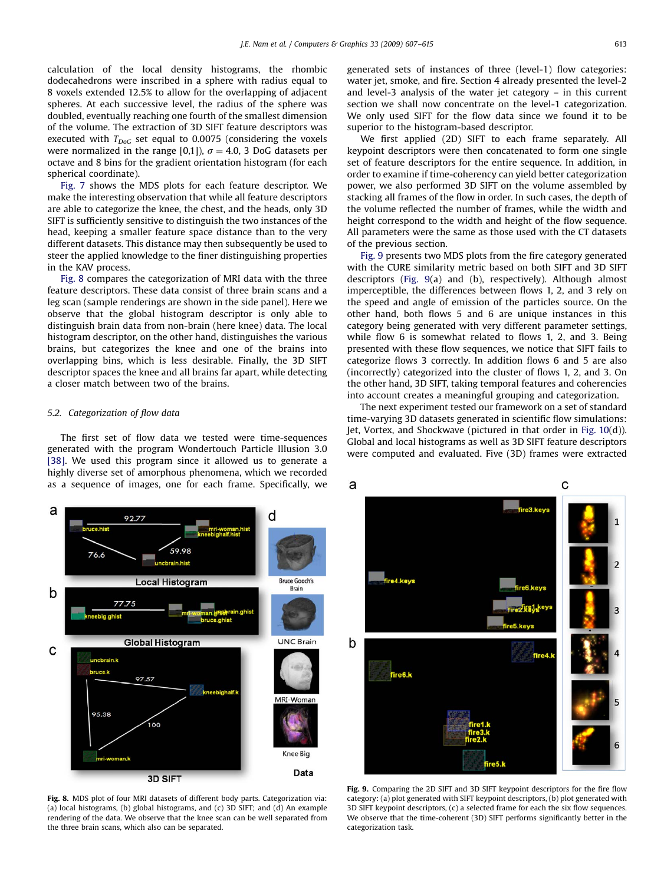calculation of the local density histograms, the rhombic dodecahedrons were inscribed in a sphere with radius equal to 8 voxels extended 12.5% to allow for the overlapping of adjacent spheres. At each successive level, the radius of the sphere was doubled, eventually reaching one fourth of the smallest dimension of the volume. The extraction of 3D SIFT feature descriptors was executed with $T_{DoG}$ set equal to 0.0075 (considering the voxels were normalized in the range [0,1]), $\sigma = 4.0$, 3 DoG datasets per octave and 8 bins for the gradient orientation histogram (for each spherical coordinate).

Fig. 7 shows the MDS plots for each feature descriptor. We make the interesting observation that while all feature descriptors are able to categorize the knee, the chest, and the heads, only 3D SIFT is sufficiently sensitive to distinguish the two instances of the head, keeping a smaller feature space distance than to the very different datasets. This distance may then subsequently be used to steer the applied knowledge to the finer distinguishing properties in the KAV process.

Fig. 8 compares the categorization of MRI data with the three feature descriptors. These data consist of three brain scans and a leg scan (sample renderings are shown in the side panel). Here we observe that the global histogram descriptor is only able to distinguish brain data from non-brain (here knee) data. The local histogram descriptor, on the other hand, distinguishes the various brains, but categorizes the knee and one of the brains into overlapping bins, which is less desirable. Finally, the 3D SIFT descriptor spaces the knee and all brains far apart, while detecting a closer match between two of the brains.

### 5.2. Categorization of flow data

The first set of flow data we tested were time-sequences generated with the program Wondertouch Particle Illusion 3.0 [38]. We used this program since it allowed us to generate a highly diverse set of amorphous phenomena, which we recorded as a sequence of images, one for each frame. Specifically, we generated sets of instances of three (level-1) flow categories: water jet, smoke, and fire. Section 4 already presented the level-2 and level-3 analysis of the water jet category – in this current section we shall now concentrate on the level-1 categorization. We only used SIFT for the flow data since we found it to be superior to the histogram-based descriptor.

We first applied (2D) SIFT to each frame separately. All keypoint descriptors were then concatenated to form one single set of feature descriptors for the entire sequence. In addition, in order to examine if time-coherency can yield better categorization power, we also performed 3D SIFT on the volume assembled by stacking all frames of the flow in order. In such cases, the depth of the volume reflected the number of frames, while the width and height correspond to the width and height of the flow sequence. All parameters were the same as those used with the CT datasets of the previous section.

Fig. 9 presents two MDS plots from the fire category generated with the CURE similarity metric based on both SIFT and 3D SIFT descriptors (Fig. 9(a) and (b), respectively). Although almost imperceptible, the differences between flows 1, 2, and 3 rely on the speed and angle of emission of the particles source. On the other hand, both flows 5 and 6 are unique instances in this category being generated with very different parameter settings, while flow 6 is somewhat related to flows 1, 2, and 3. Being presented with these flow sequences, we notice that SIFT fails to categorize flows 3 correctly. In addition flows 6 and 5 are also (incorrectly) categorized into the cluster of flows 1, 2, and 3. On the other hand, 3D SIFT, taking temporal features and coherencies into account creates a meaningful grouping and categorization.

The next experiment tested our framework on a set of standard time-varying 3D datasets generated in scientific flow simulations: Jet, Vortex, and Shockwave (pictured in that order in Fig. 10(d)). Global and local histograms as well as 3D SIFT feature descriptors were computed and evaluated. Five (3D) frames were extracted

**Fig. 8.** MDS plot of four MRI datasets of different body parts. Categorization via: (a) local histograms, (b) global histograms, and (c) 3D SIFT; and (d) An example rendering of the data. We observe that the knee scan can be well separated from the three brain scans, which also can be separated.

**Fig. 9.** Comparing the 2D SIFT and 3D SIFT keypoint descriptors for the fire flow category: (a) plot generated with SIFT keypoint descriptors, (b) plot generated with 3D SIFT keypoint descriptors, (c) a selected frame for each the six flow sequences. We observe that the time-coherent (3D) SIFT performs significantly better in the categorization task.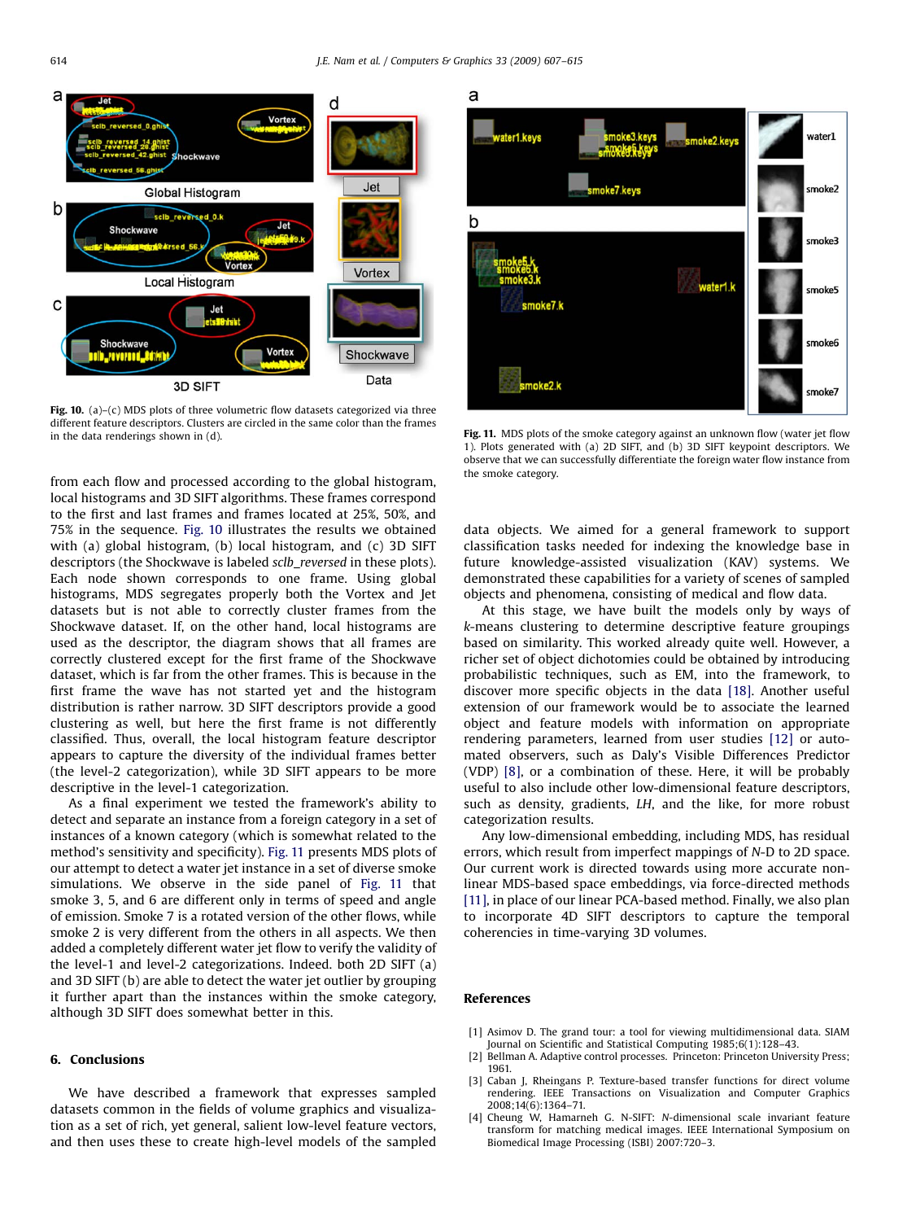Fig. 10. (a)–(c) MDS plots of three volumetric flow datasets categorized via three different feature descriptors. Clusters are circled in the same color than the frames in the data renderings shown in (d).

Fig. 11. MDS plots of the smoke category against an unknown flow (water jet flow 1). Plots generated with (a) 2D SIFT, and (b) 3D SIFT keypoint descriptors. We observe that we can successfully differentiate the foreign water flow instance from the smoke category.

from each flow and processed according to the global histogram, local histograms and 3D SIFT algorithms. These frames correspond to the first and last frames and frames located at 25%, 50%, and 75% in the sequence. Fig. 10 illustrates the results we obtained with (a) global histogram, (b) local histogram, and (c) 3D SIFT descriptors (the Shockwave is labeled *sclb_reversed* in these plots). Each node shown corresponds to one frame. Using global histograms, MDS segregates properly both the Vortex and Jet datasets but is not able to correctly cluster frames from the Shockwave dataset. If, on the other hand, local histograms are used as the descriptor, the diagram shows that all frames are correctly clustered except for the first frame of the Shockwave dataset, which is far from the other frames. This is because in the first frame the wave has not started yet and the histogram distribution is rather narrow. 3D SIFT descriptors provide a good clustering as well, but here the first frame is not differently classified. Thus, overall, the local histogram feature descriptor appears to capture the diversity of the individual frames better (the level-2 categorization), while 3D SIFT appears to be more descriptive in the level-1 categorization.

As a final experiment we tested the framework's ability to detect and separate an instance from a foreign category in a set of instances of a known category (which is somewhat related to the method's sensitivity and specificity). Fig. 11 presents MDS plots of our attempt to detect a water jet instance in a set of diverse smoke simulations. We observe in the side panel of Fig. 11 that smoke 3, 5, and 6 are different only in terms of speed and angle of emission. Smoke 7 is a rotated version of the other flows, while smoke 2 is very different from the others in all aspects. We then added a completely different water jet flow to verify the validity of the level-1 and level-2 categorizations. Indeed. both 2D SIFT (a) and 3D SIFT (b) are able to detect the water jet outlier by grouping it further apart than the instances within the smoke category, although 3D SIFT does somewhat better in this.

## 6. Conclusions

We have described a framework that expresses sampled datasets common in the fields of volume graphics and visualization as a set of rich, yet general, salient low-level feature vectors, and then uses these to create high-level models of the sampled data objects. We aimed for a general framework to support classification tasks needed for indexing the knowledge base in future knowledge-assisted visualization (KAV) systems. We demonstrated these capabilities for a variety of scenes of sampled objects and phenomena, consisting of medical and flow data.

At this stage, we have built the models only by ways of *k*-means clustering to determine descriptive feature groupings based on similarity. This worked already quite well. However, a richer set of object dichotomies could be obtained by introducing probabilistic techniques, such as EM, into the framework, to discover more specific objects in the data [18]. Another useful extension of our framework would be to associate the learned object and feature models with information on appropriate rendering parameters, learned from user studies [12] or automated observers, such as Daly's Visible Differences Predictor (VDP) [8], or a combination of these. Here, it will be probably useful to also include other low-dimensional feature descriptors, such as density, gradients, *LH*, and the like, for more robust categorization results.

Any low-dimensional embedding, including MDS, has residual errors, which result from imperfect mappings of *N*-D to 2D space. Our current work is directed towards using more accurate non-linear MDS-based space embeddings, via force-directed methods [11], in place of our linear PCA-based method. Finally, we also plan to incorporate 4D SIFT descriptors to capture the temporal coherencies in time-varying 3D volumes.

## References

[1] Asimov D. The grand tour: a tool for viewing multidimensional data. SIAM Journal on Scientific and Statistical Computing 1985;6(1):128–43.

[2] Bellman A. Adaptive control processes. Princeton: Princeton University Press; 1961.

[3] Caban J, Rheingans P. Texture-based transfer functions for direct volume rendering. IEEE Transactions on Visualization and Computer Graphics 2008;14(6):1364–71.

[4] Cheung W, Hamarneh G. N-SIFT: *N*-dimensional scale invariant feature transform for matching medical images. IEEE International Symposium on Biomedical Image Processing (ISBI) 2007:720–3.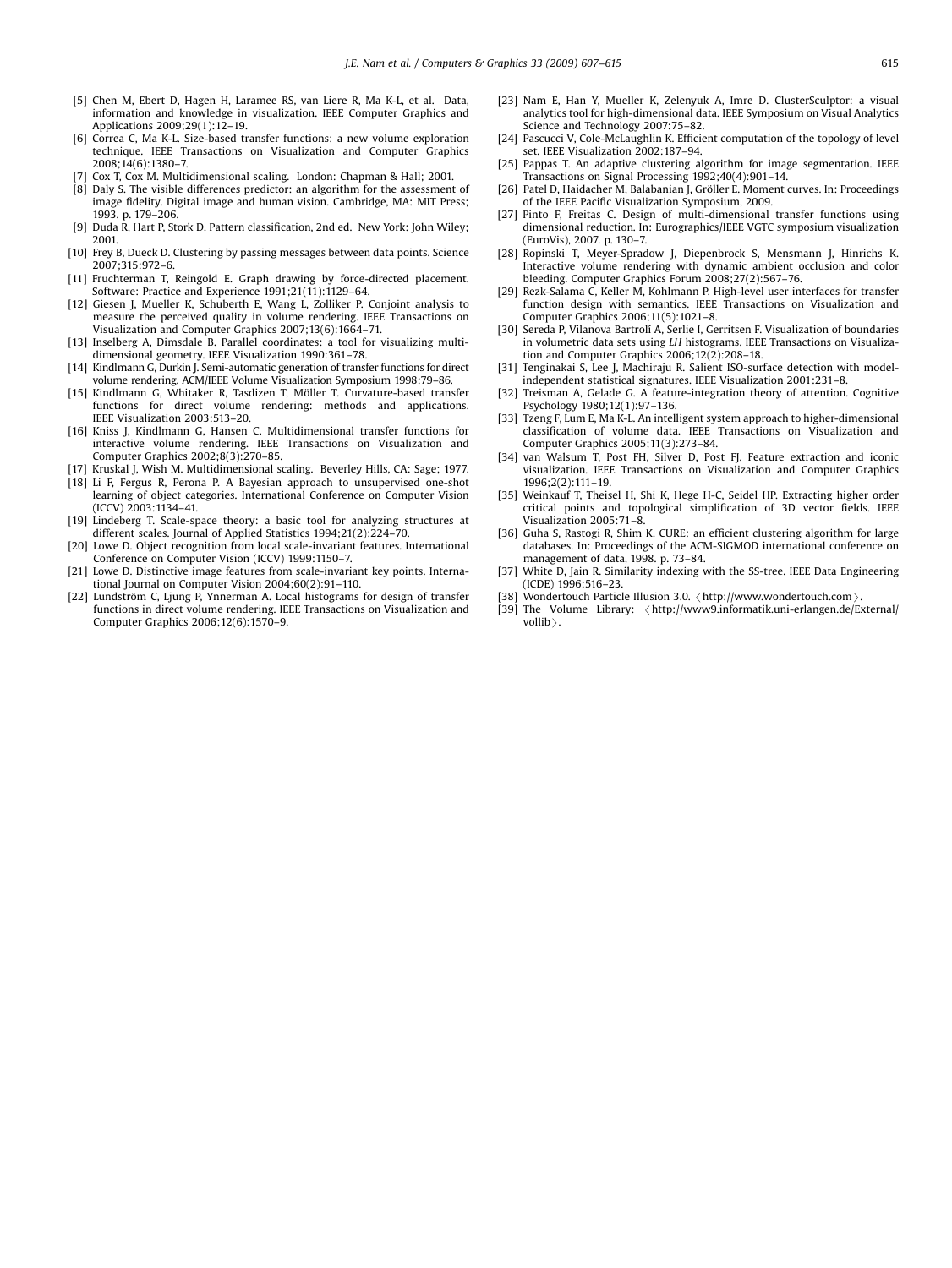[5] Chen M, Ebert D, Hagen H, Laramee RS, van Liere R, Ma K-L, et al. Data, information and knowledge in visualization. IEEE Computer Graphics and Applications 2009;29(1):12–19.

[6] Correa C, Ma K-L. Size-based transfer functions: a new volume exploration technique. IEEE Transactions on Visualization and Computer Graphics 2008;14(6):1380–7.

[7] Cox T, Cox M. Multidimensional scaling. London: Chapman & Hall; 2001.

[8] Daly S. The visible differences predictor: an algorithm for the assessment of image fidelity. Digital image and human vision. Cambridge, MA: MIT Press; 1993. p. 179–206.

[9] Duda R, Hart P, Stork D. Pattern classification, 2nd ed. New York: John Wiley; 2001.

[10] Frey B, Dueck D. Clustering by passing messages between data points. Science 2007;315:972–6.

[11] Fruchterman T, Reingold E. Graph drawing by force-directed placement. Software: Practice and Experience 1991;21(11):1129–64.

[12] Giesen J, Mueller K, Schuberth E, Wang L, Zolliker P. Conjoint analysis to measure the perceived quality in volume rendering. IEEE Transactions on Visualization and Computer Graphics 2007;13(6):1664–71.

[13] Inselberg A, Dimsdale B. Parallel coordinates: a tool for visualizing multi-dimensional geometry. IEEE Visualization 1990:361–78.

[14] Kindlmann G, Durkin J. Semi-automatic generation of transfer functions for direct volume rendering. ACM/IEEE Volume Visualization Symposium 1998:79–86.

[15] Kindlmann G, Whitaker R, Tasdizen T, Möller T. Curvature-based transfer functions for direct volume rendering: methods and applications. IEEE Visualization 2003:513–20.

[16] Kniss J, Kindlmann G, Hansen C. Multidimensional transfer functions for interactive volume rendering. IEEE Transactions on Visualization and Computer Graphics 2002;8(3):270–85.

[17] Kruskal J, Wish M. Multidimensional scaling. Beverley Hills, CA: Sage; 1977.

[18] Li F, Fergus R, Perona P. A Bayesian approach to unsupervised one-shot learning of object categories. International Conference on Computer Vision (ICCV) 2003:1134–41.

[19] Lindeberg T. Scale-space theory: a basic tool for analyzing structures at different scales. Journal of Applied Statistics 1994;21(2):224–70.

[20] Lowe D. Object recognition from local scale-invariant features. International Conference on Computer Vision (ICCV) 1999:1150–7.

[21] Lowe D. Distinctive image features from scale-invariant key points. International Journal on Computer Vision 2004;60(2):91–110.

[22] Lundström C, Ljung P, Ynnerman A. Local histograms for design of transfer functions in direct volume rendering. IEEE Transactions on Visualization and Computer Graphics 2006;12(6):1570–9.

[23] Nam E, Han Y, Mueller K, Zelenyuk A, Imre D. ClusterSculptor: a visual analytics tool for high-dimensional data. IEEE Symposium on Visual Analytics Science and Technology 2007:75–82.

[24] Pascucci V, Cole-McLaughlin K. Efficient computation of the topology of level set. IEEE Visualization 2002:187–94.

[25] Pappas T. An adaptive clustering algorithm for image segmentation. IEEE Transactions on Signal Processing 1992;40(4):901–14.

[26] Patel D, Haidacher M, Balabanian J, Gröller E. Moment curves. In: Proceedings of the IEEE Pacific Visualization Symposium, 2009.

[27] Pinto F, Freitas C. Design of multi-dimensional transfer functions using dimensional reduction. In: Eurographics/IEEE VGTC symposium visualization (EuroVis), 2007. p. 130–7.

[28] Ropinski T, Meyer-Spradow J, Diepenbrock S, Mensmann J, Hinrichs K. Interactive volume rendering with dynamic ambient occlusion and color bleeding. Computer Graphics Forum 2008;27(2):567–76.

[29] Rezk-Salama C, Keller M, Kohlmann P. High-level user interfaces for transfer function design with semantics. IEEE Transactions on Visualization and Computer Graphics 2006;11(5):1021–8.

[30] Sereda P, Vilanova Bartrolí A, Serlie I, Gerritsen F. Visualization of boundaries in volumetric data sets using *LH* histograms. IEEE Transactions on Visualization and Computer Graphics 2006;12(2):208–18.

[31] Tenginakai S, Lee J, Machiraju R. Salient ISO-surface detection with model-independent statistical signatures. IEEE Visualization 2001:231–8.

[32] Treisman A, Gelade G. A feature-integration theory of attention. Cognitive Psychology 1980;12(1):97–136.

[33] Tzeng F, Lum E, Ma K-L. An intelligent system approach to higher-dimensional classification of volume data. IEEE Transactions on Visualization and Computer Graphics 2005;11(3):273–84.

[34] van Walsum T, Post FH, Silver D, Post FJ. Feature extraction and iconic visualization. IEEE Transactions on Visualization and Computer Graphics 1996;2(2):111–19.

[35] Weinkauf T, Theisel H, Shi K, Hege H-C, Seidel HP. Extracting higher order critical points and topological simplification of 3D vector fields. IEEE Visualization 2005:71–8.

[36] Guha S, Rastogi R, Shim K. CURE: an efficient clustering algorithm for large databases. In: Proceedings of the ACM-SIGMOD international conference on management of data, 1998. p. 73–84.

[37] White D, Jain R. Similarity indexing with the SS-tree. IEEE Data Engineering (ICDE) 1996:516–23.

[38] Wondertouch Particle Illusion 3.0. 〈http://www.wondertouch.com〉.

[39] The Volume Library: 〈http://www9.informatik.uni-erlangen.de/External/vollib〉.